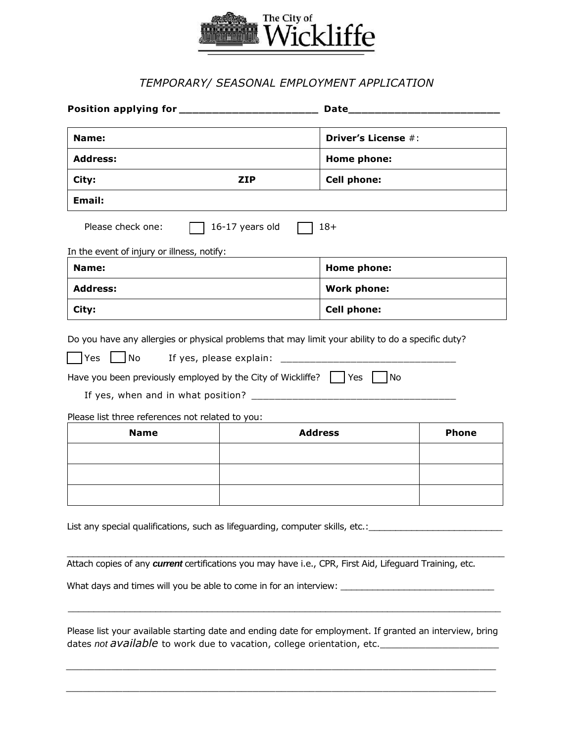The City of Wickliffe

*TEMPORARY/ SEASONAL EMPLOYMENT APPLICATION*

**Position applying for ______________________ Date_________________________**

| **Name:** | | **Driver's License** #: |
|---|---|---|
| **Address:** | | **Home phone:** |
| **City:** | **ZIP** | **Cell phone:** |
| **Email:** | | |

Please check one: ☐ 16-17 years old ☐ 18+

In the event of injury or illness, notify:

| **Name:** | **Home phone:** |
|---|---|
| **Address:** | **Work phone:** |
| **City:** | **Cell phone:** |

Do you have any allergies or physical problems that may limit your ability to do a specific duty?

☐ Yes ☐ No If yes, please explain: _______________________________

Have you been previously employed by the City of Wickliffe? ☐ Yes ☐ No

If yes, when and in what position? ____________________________________

Please list three references not related to you:

| Name | Address | Phone |
|---|---|---|
| | | |
| | | |
| | | |

List any special qualifications, such as lifeguarding, computer skills, etc.:__________________________

_____________________________________________________________________________________

Attach copies of any ***current*** certifications you may have i.e., CPR, First Aid, Lifeguard Training, etc.

What days and times will you be able to come in for an interview: ______________________________

_____________________________________________________________________________________

Please list your available starting date and ending date for employment. If granted an interview, bring dates *not available* to work due to vacation, college orientation, etc._______________________

_____________________________________________________________________________________

_____________________________________________________________________________________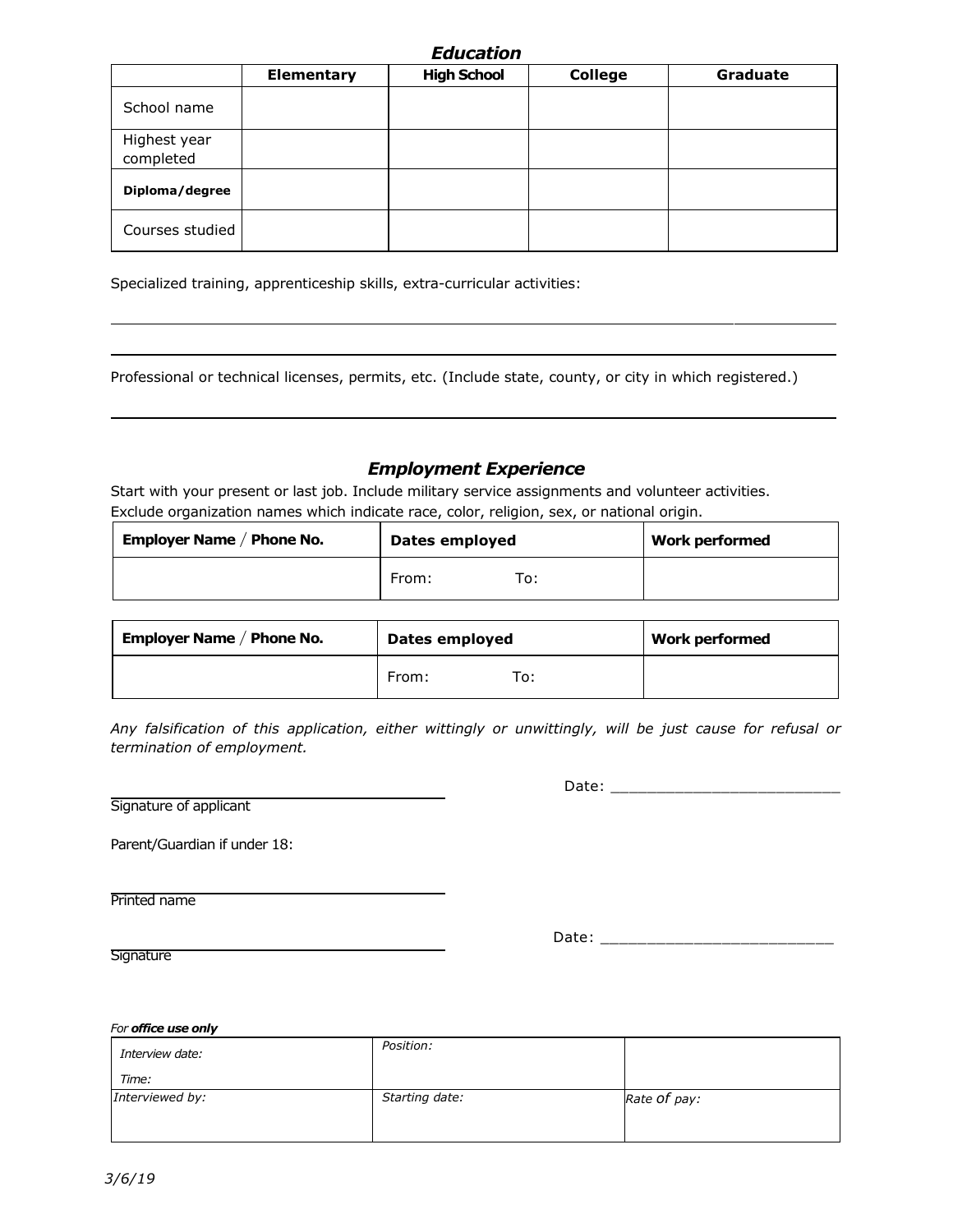## *Education*

| | Elementary | High School | College | Graduate |
|---|---|---|---|---|
| School name | | | | |
| Highest year completed | | | | |
| **Diploma/degree** | | | | |
| Courses studied | | | | |

Specialized training, apprenticeship skills, extra-curricular activities:

Professional or technical licenses, permits, etc. (Include state, county, or city in which registered.)

## *Employment Experience*

Start with your present or last job. Include military service assignments and volunteer activities. Exclude organization names which indicate race, color, religion, sex, or national origin.

| Employer Name / Phone No. | Dates employed | Work performed |
|---|---|---|
| | From: To: | |

| Employer Name / Phone No. | Dates employed | Work performed |
|---|---|---|
| | From: To: | |

*Any falsification of this application, either wittingly or unwittingly, will be just cause for refusal or termination of employment.*

Signature of applicant

Date: ___________________________

Parent/Guardian if under 18:

Printed name

Signature

Date: ___________________________

*For* ***office use only***

| | | |
|---|---|---|
| *Interview date:* *Time:* | *Position:* | |
| *Interviewed by:* | *Starting date:* | *Rate of pay:* |

*3/6/19*